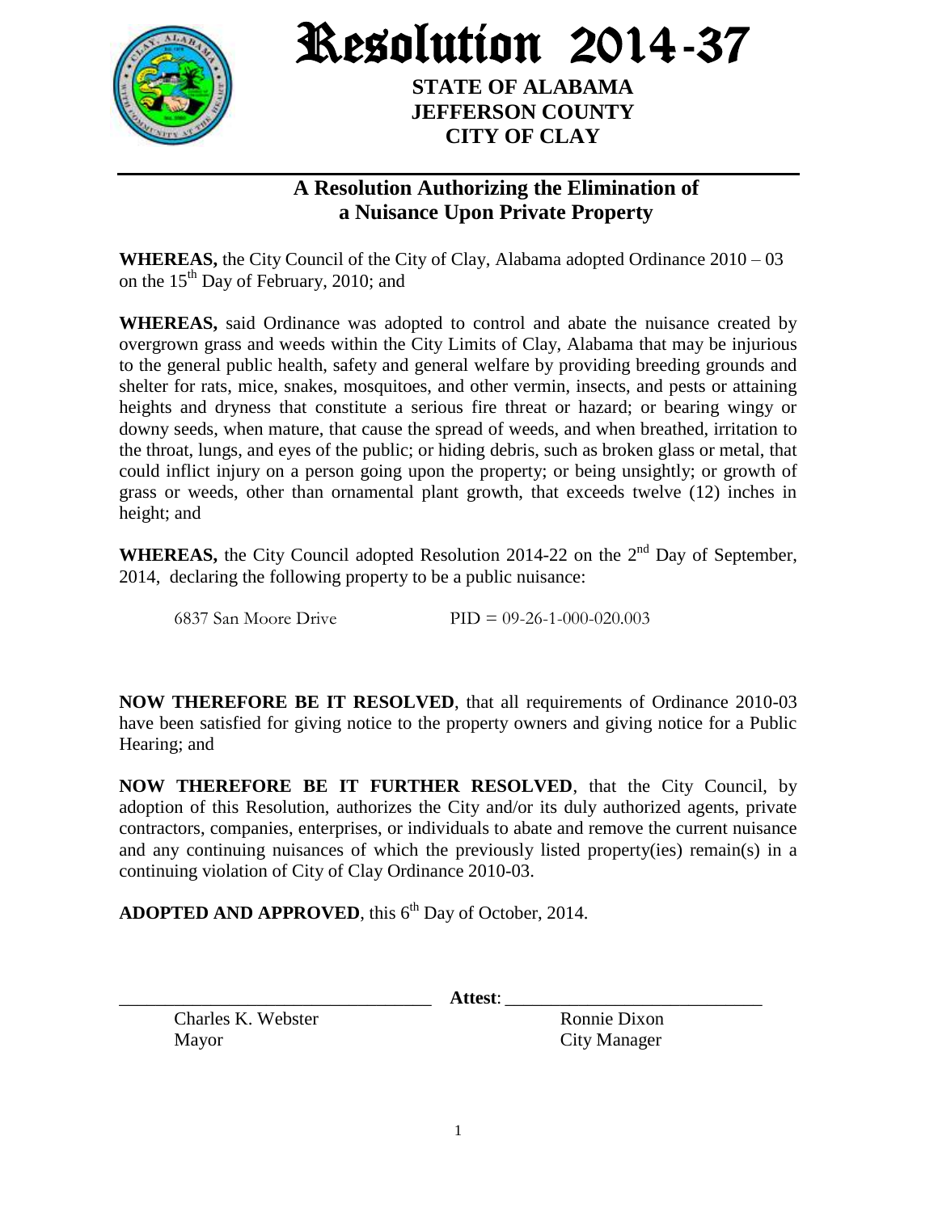# Resolution 2014-37

**STATE OF ALABAMA**
**JEFFERSON COUNTY**
**CITY OF CLAY**

---

## A Resolution Authorizing the Elimination of a Nuisance Upon Private Property

**WHEREAS,** the City Council of the City of Clay, Alabama adopted Ordinance 2010 – 03 on the 15th Day of February, 2010; and

**WHEREAS,** said Ordinance was adopted to control and abate the nuisance created by overgrown grass and weeds within the City Limits of Clay, Alabama that may be injurious to the general public health, safety and general welfare by providing breeding grounds and shelter for rats, mice, snakes, mosquitoes, and other vermin, insects, and pests or attaining heights and dryness that constitute a serious fire threat or hazard; or bearing wingy or downy seeds, when mature, that cause the spread of weeds, and when breathed, irritation to the throat, lungs, and eyes of the public; or hiding debris, such as broken glass or metal, that could inflict injury on a person going upon the property; or being unsightly; or growth of grass or weeds, other than ornamental plant growth, that exceeds twelve (12) inches in height; and

**WHEREAS,** the City Council adopted Resolution 2014-22 on the 2nd Day of September, 2014, declaring the following property to be a public nuisance:

6837 San Moore Drive PID = 09-26-1-000-020.003

**NOW THEREFORE BE IT RESOLVED**, that all requirements of Ordinance 2010-03 have been satisfied for giving notice to the property owners and giving notice for a Public Hearing; and

**NOW THEREFORE BE IT FURTHER RESOLVED**, that the City Council, by adoption of this Resolution, authorizes the City and/or its duly authorized agents, private contractors, companies, enterprises, or individuals to abate and remove the current nuisance and any continuing nuisances of which the previously listed property(ies) remain(s) in a continuing violation of City of Clay Ordinance 2010-03.

**ADOPTED AND APPROVED**, this 6th Day of October, 2014.

\_\_\_\_\_\_\_\_\_\_\_\_\_\_\_\_\_\_\_\_\_\_\_\_\_\_\_\_\_\_\_\_ **Attest**: \_\_\_\_\_\_\_\_\_\_\_\_\_\_\_\_\_\_\_\_\_\_\_\_\_\_\_\_\_\_\_\_

Charles K. Webster — Mayor

Ronnie Dixon — City Manager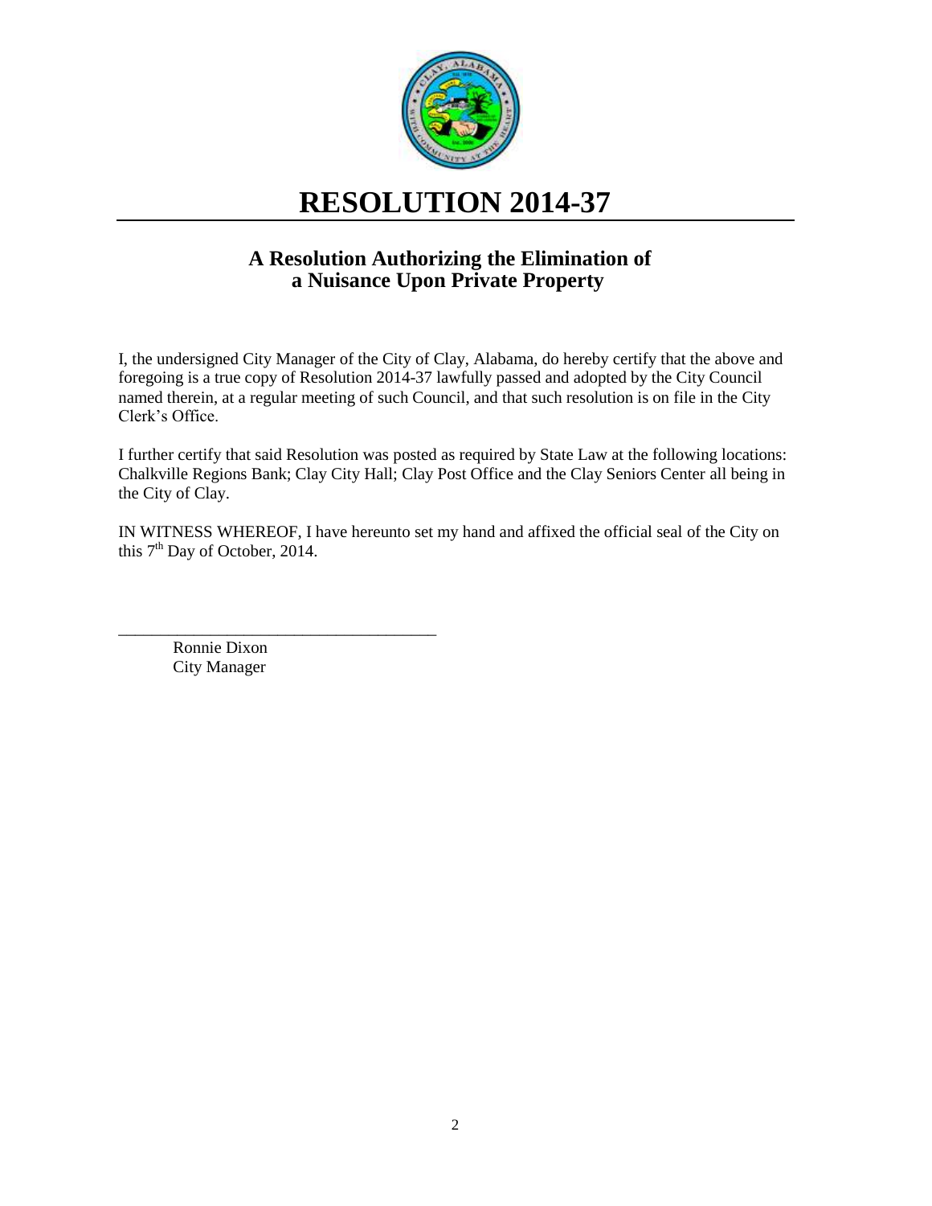# RESOLUTION 2014-37

## A Resolution Authorizing the Elimination of a Nuisance Upon Private Property

I, the undersigned City Manager of the City of Clay, Alabama, do hereby certify that the above and foregoing is a true copy of Resolution 2014-37 lawfully passed and adopted by the City Council named therein, at a regular meeting of such Council, and that such resolution is on file in the City Clerk's Office.

I further certify that said Resolution was posted as required by State Law at the following locations: Chalkville Regions Bank; Clay City Hall; Clay Post Office and the Clay Seniors Center all being in the City of Clay.

IN WITNESS WHEREOF, I have hereunto set my hand and affixed the official seal of the City on this 7th Day of October, 2014.

\_\_\_\_\_\_\_\_\_\_\_\_\_\_\_\_\_\_\_\_\_\_\_\_\_\_\_\_\_\_\_\_\_\_\_\_\_\_

Ronnie Dixon
City Manager